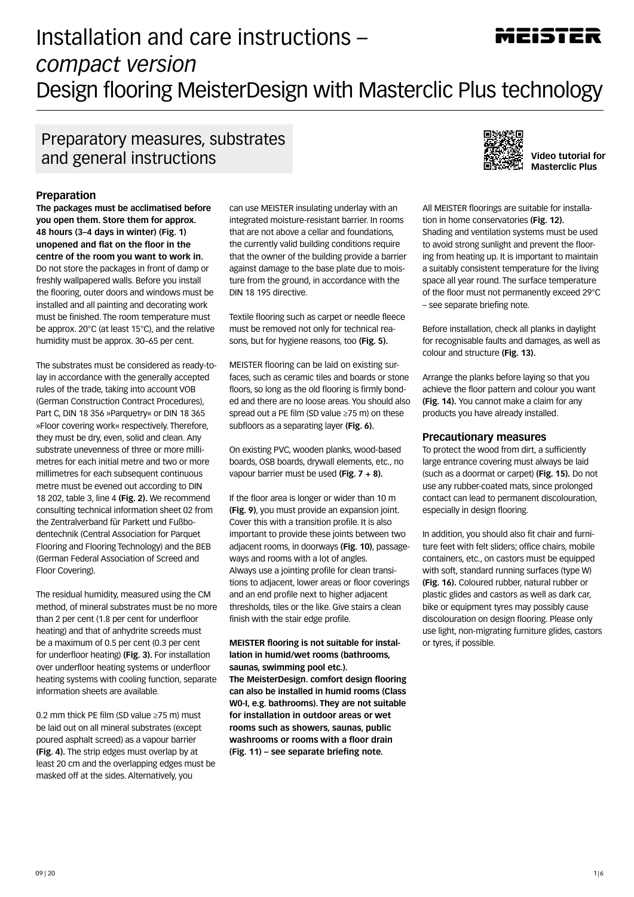# Installation and care instructions – *compact version*
# Design flooring MeisterDesign with Masterclic Plus technology

## Preparatory measures, substrates and general instructions

**Video tutorial for Masterclic Plus**

### Preparation

**The packages must be acclimatised before you open them. Store them for approx. 48 hours (3–4 days in winter) (Fig. 1) unopened and flat on the floor in the centre of the room you want to work in.** Do not store the packages in front of damp or freshly wallpapered walls. Before you install the flooring, outer doors and windows must be installed and all painting and decorating work must be finished. The room temperature must be approx. 20°C (at least 15°C), and the relative humidity must be approx. 30–65 per cent.

The substrates must be considered as ready-to-lay in accordance with the generally accepted rules of the trade, taking into account VOB (German Construction Contract Procedures), Part C, DIN 18 356 »Parquetry« or DIN 18 365 »Floor covering work« respectively. Therefore, they must be dry, even, solid and clean. Any substrate unevenness of three or more millimetres for each initial metre and two or more millimetres for each subsequent continuous metre must be evened out according to DIN 18 202, table 3, line 4 **(Fig. 2).** We recommend consulting technical information sheet 02 from the Zentralverband für Parkett und Fußbodentechnik (Central Association for Parquet Flooring and Flooring Technology) and the BEB (German Federal Association of Screed and Floor Covering).

The residual humidity, measured using the CM method, of mineral substrates must be no more than 2 per cent (1.8 per cent for underfloor heating) and that of anhydrite screeds must be a maximum of 0.5 per cent (0.3 per cent for underfloor heating) **(Fig. 3).** For installation over underfloor heating systems or underfloor heating systems with cooling function, separate information sheets are available.

0.2 mm thick PE film (SD value ≥75 m) must be laid out on all mineral substrates (except poured asphalt screed) as a vapour barrier **(Fig. 4).** The strip edges must overlap by at least 20 cm and the overlapping edges must be masked off at the sides. Alternatively, you can use MEISTER insulating underlay with an integrated moisture-resistant barrier. In rooms that are not above a cellar and foundations, the currently valid building conditions require that the owner of the building provide a barrier against damage to the base plate due to moisture from the ground, in accordance with the DIN 18 195 directive.

Textile flooring such as carpet or needle fleece must be removed not only for technical reasons, but for hygiene reasons, too **(Fig. 5).**

MEISTER flooring can be laid on existing surfaces, such as ceramic tiles and boards or stone floors, so long as the old flooring is firmly bonded and there are no loose areas. You should also spread out a PE film (SD value ≥75 m) on these subfloors as a separating layer **(Fig. 6).**

On existing PVC, wooden planks, wood-based boards, OSB boards, drywall elements, etc., no vapour barrier must be used **(Fig. 7 + 8).**

If the floor area is longer or wider than 10 m **(Fig. 9)**, you must provide an expansion joint. Cover this with a transition profile. It is also important to provide these joints between two adjacent rooms, in doorways **(Fig. 10)**, passageways and rooms with a lot of angles.
Always use a jointing profile for clean transitions to adjacent, lower areas or floor coverings and an end profile next to higher adjacent thresholds, tiles or the like. Give stairs a clean finish with the stair edge profile.

**MEISTER flooring is not suitable for installation in humid/wet rooms (bathrooms, saunas, swimming pool etc.).**
**The MeisterDesign. comfort design flooring can also be installed in humid rooms (Class W0-I, e.g. bathrooms). They are not suitable for installation in outdoor areas or wet rooms such as showers, saunas, public washrooms or rooms with a floor drain (Fig. 11) – see separate briefing note.**

All MEISTER floorings are suitable for installation in home conservatories **(Fig. 12).** Shading and ventilation systems must be used to avoid strong sunlight and prevent the flooring from heating up. It is important to maintain a suitably consistent temperature for the living space all year round. The surface temperature of the floor must not permanently exceed 29°C – see separate briefing note.

Before installation, check all planks in daylight for recognisable faults and damages, as well as colour and structure **(Fig. 13).**

Arrange the planks before laying so that you achieve the floor pattern and colour you want **(Fig. 14).** You cannot make a claim for any products you have already installed.

### Precautionary measures

To protect the wood from dirt, a sufficiently large entrance covering must always be laid (such as a doormat or carpet) **(Fig. 15).** Do not use any rubber-coated mats, since prolonged contact can lead to permanent discolouration, especially in design flooring.

In addition, you should also fit chair and furniture feet with felt sliders; office chairs, mobile containers, etc., on castors must be equipped with soft, standard running surfaces (type W) **(Fig. 16).** Coloured rubber, natural rubber or plastic glides and castors as well as dark car, bike or equipment tyres may possibly cause discolouration on design flooring. Please only use light, non-migrating furniture glides, castors or tyres, if possible.

09 | 20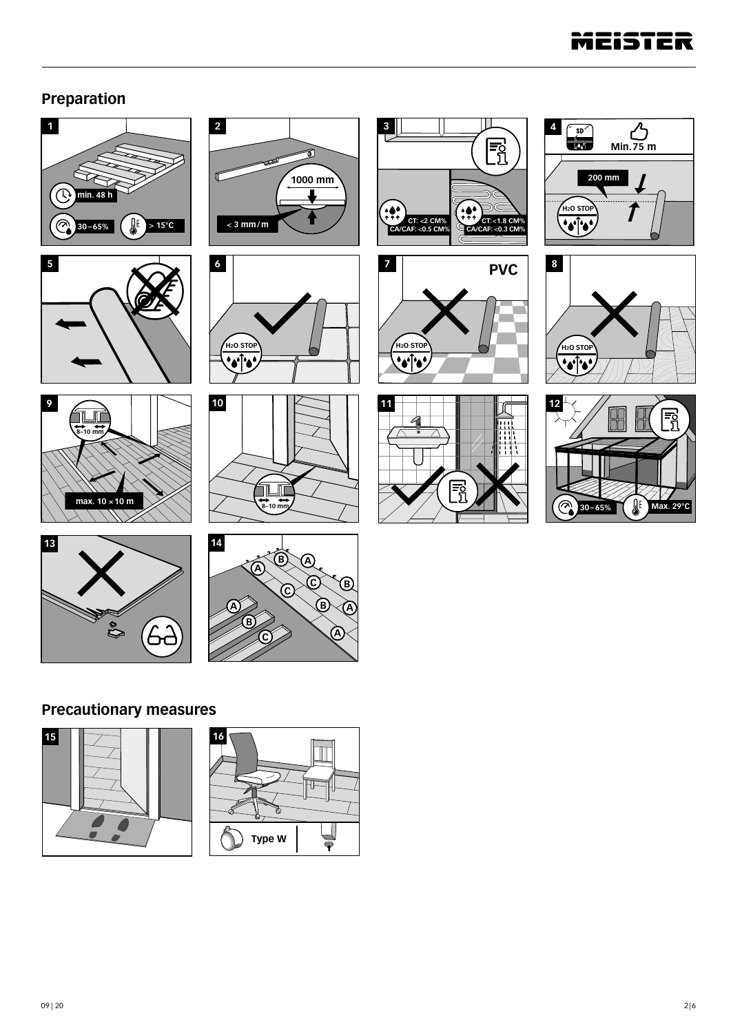## Preparation

1 min. 48 h 30–65% > 15°C

2 1000 mm < 3 mm/m

3 CT: <2 CM% CA/CAF: <0.5 CM% CT: <1.8 CM% CA/CAF: <0.3 CM%

4 SD Min. 75 m 200 mm $H_2O$ STOP

5

6 $H_2O$ STOP

7 PVC $H_2O$ STOP

8 $H_2O$ STOP

9 8–10 mm max. 10 × 10 m

10 8–10 mm

11

12 30–65% Max. 29°C

13

14 A B C

## Precautionary measures

15

16 Type W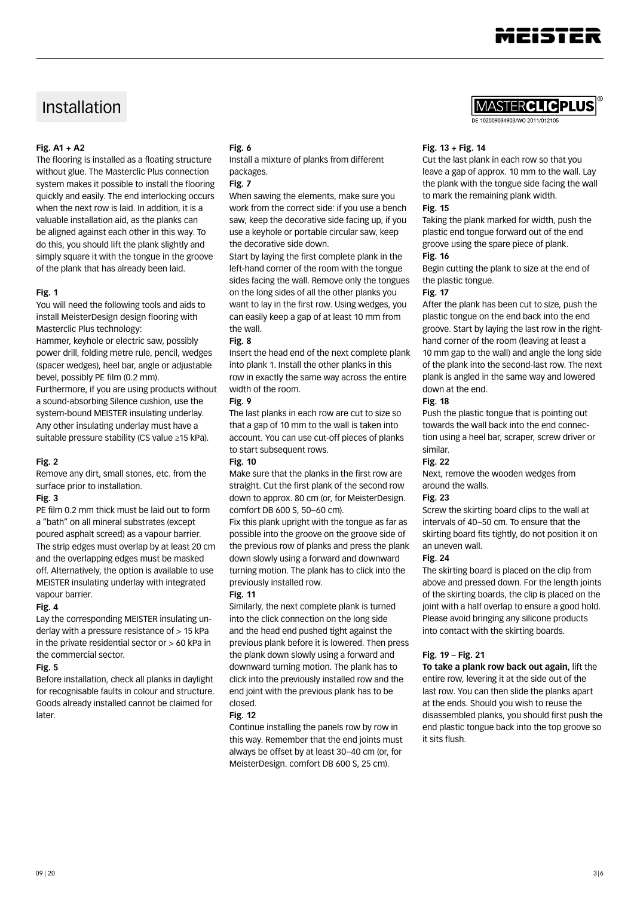# Installation

MASTERCLICPLUS®
DE 102009034903/WO 2011/012105

**Fig. A1 + A2**

The flooring is installed as a floating structure without glue. The Masterclic Plus connection system makes it possible to install the flooring quickly and easily. The end interlocking occurs when the next row is laid. In addition, it is a valuable installation aid, as the planks can be aligned against each other in this way. To do this, you should lift the plank slightly and simply square it with the tongue in the groove of the plank that has already been laid.

**Fig. 1**

You will need the following tools and aids to install MeisterDesign design flooring with Masterclic Plus technology:
Hammer, keyhole or electric saw, possibly power drill, folding metre rule, pencil, wedges (spacer wedges), heel bar, angle or adjustable bevel, possibly PE film (0.2 mm).
Furthermore, if you are using products without a sound-absorbing Silence cushion, use the system-bound MEISTER insulating underlay. Any other insulating underlay must have a suitable pressure stability (CS value ≥15 kPa).

**Fig. 2**

Remove any dirt, small stones, etc. from the surface prior to installation.

**Fig. 3**

PE film 0.2 mm thick must be laid out to form a "bath" on all mineral substrates (except poured asphalt screed) as a vapour barrier. The strip edges must overlap by at least 20 cm and the overlapping edges must be masked off. Alternatively, the option is available to use MEISTER insulating underlay with integrated vapour barrier.

**Fig. 4**

Lay the corresponding MEISTER insulating underlay with a pressure resistance of > 15 kPa in the private residential sector or > 60 kPa in the commercial sector.

**Fig. 5**

Before installation, check all planks in daylight for recognisable faults in colour and structure. Goods already installed cannot be claimed for later.

**Fig. 6**

Install a mixture of planks from different packages.

**Fig. 7**

When sawing the elements, make sure you work from the correct side: if you use a bench saw, keep the decorative side facing up, if you use a keyhole or portable circular saw, keep the decorative side down.
Start by laying the first complete plank in the left-hand corner of the room with the tongue sides facing the wall. Remove only the tongues on the long sides of all the other planks you want to lay in the first row. Using wedges, you can easily keep a gap of at least 10 mm from the wall.

**Fig. 8**

Insert the head end of the next complete plank into plank 1. Install the other planks in this row in exactly the same way across the entire width of the room.

**Fig. 9**

The last planks in each row are cut to size so that a gap of 10 mm to the wall is taken into account. You can use cut-off pieces of planks to start subsequent rows.

**Fig. 10**

Make sure that the planks in the first row are straight. Cut the first plank of the second row down to approx. 80 cm (or, for MeisterDesign. comfort DB 600 S, 50–60 cm).
Fix this plank upright with the tongue as far as possible into the groove on the groove side of the previous row of planks and press the plank down slowly using a forward and downward turning motion. The plank has to click into the previously installed row.

**Fig. 11**

Similarly, the next complete plank is turned into the click connection on the long side and the head end pushed tight against the previous plank before it is lowered. Then press the plank down slowly using a forward and downward turning motion. The plank has to click into the previously installed row and the end joint with the previous plank has to be closed.

**Fig. 12**

Continue installing the panels row by row in this way. Remember that the end joints must always be offset by at least 30–40 cm (or, for MeisterDesign. comfort DB 600 S, 25 cm).

**Fig. 13 + Fig. 14**

Cut the last plank in each row so that you leave a gap of approx. 10 mm to the wall. Lay the plank with the tongue side facing the wall to mark the remaining plank width.

**Fig. 15**

Taking the plank marked for width, push the plastic end tongue forward out of the end groove using the spare piece of plank.

**Fig. 16**

Begin cutting the plank to size at the end of the plastic tongue.

**Fig. 17**

After the plank has been cut to size, push the plastic tongue on the end back into the end groove. Start by laying the last row in the right-hand corner of the room (leaving at least a 10 mm gap to the wall) and angle the long side of the plank into the second-last row. The next plank is angled in the same way and lowered down at the end.

**Fig. 18**

Push the plastic tongue that is pointing out towards the wall back into the end connection using a heel bar, scraper, screw driver or similar.

**Fig. 22**

Next, remove the wooden wedges from around the walls.

**Fig. 23**

Screw the skirting board clips to the wall at intervals of 40–50 cm. To ensure that the skirting board fits tightly, do not position it on an uneven wall.

**Fig. 24**

The skirting board is placed on the clip from above and pressed down. For the length joints of the skirting boards, the clip is placed on the joint with a half overlap to ensure a good hold. Please avoid bringing any silicone products into contact with the skirting boards.

**Fig. 19 – Fig. 21**

**To take a plank row back out again,** lift the entire row, levering it at the side out of the last row. You can then slide the planks apart at the ends. Should you wish to reuse the disassembled planks, you should first push the end plastic tongue back into the top groove so it sits flush.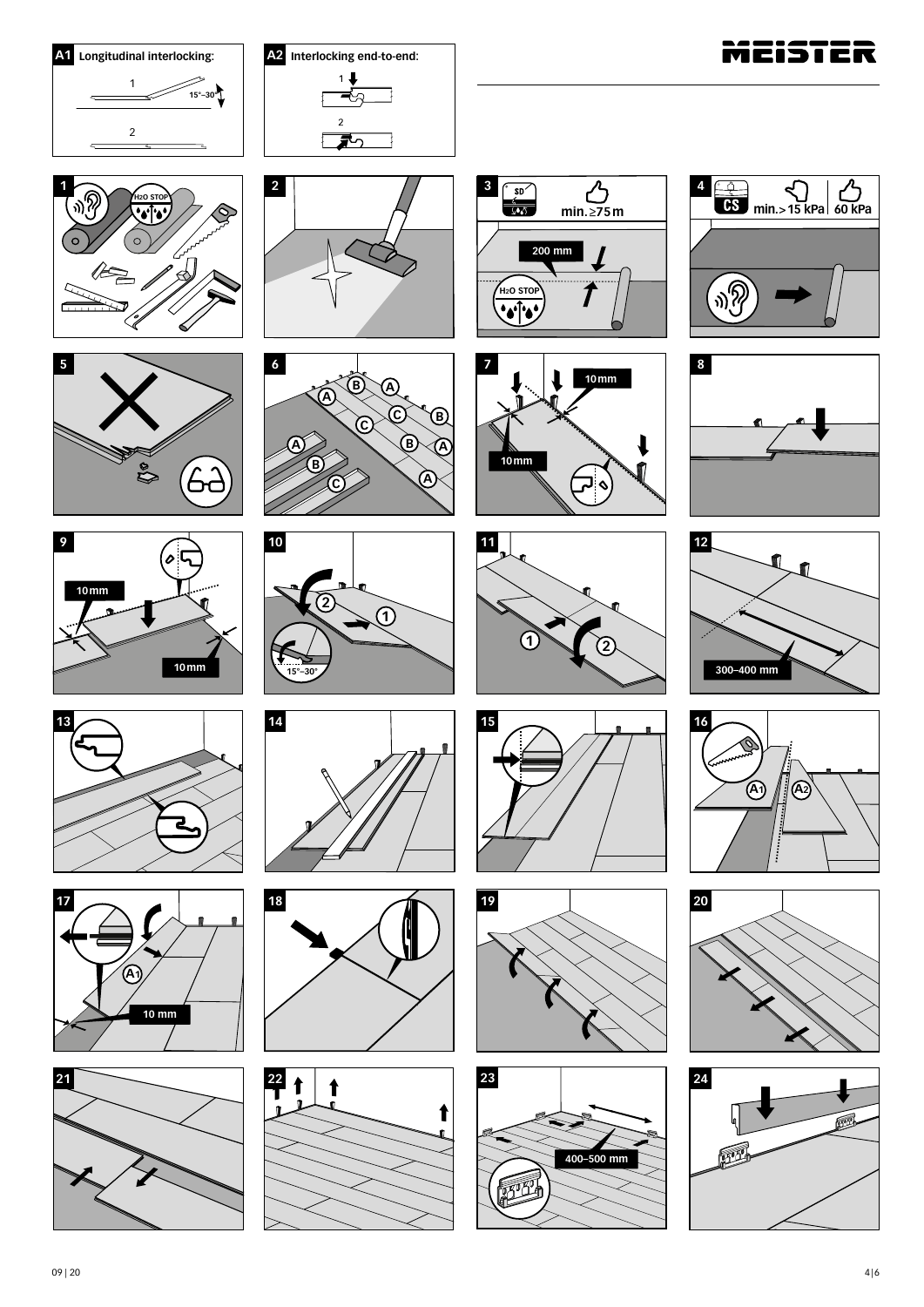**A1 Longitudinal interlocking:**

1

15°–30°

2

**A2 Interlocking end-to-end:**

1

2

MEISTER

1

H2O STOP

2

3

SD

min. ≥75 m

200 mm

H2O STOP

4

CS

min. >15 kPa | 60 kPa

5

6

A B A C B C B A A B C A

7

10 mm

10 mm

8

9

10 mm

10 mm

10

2 1

15°–30°

11

1 2

12

300–400 mm

13

14

15

16

A1 A2

17

A1

10 mm

18

19

20

21

22

23

400–500 mm

24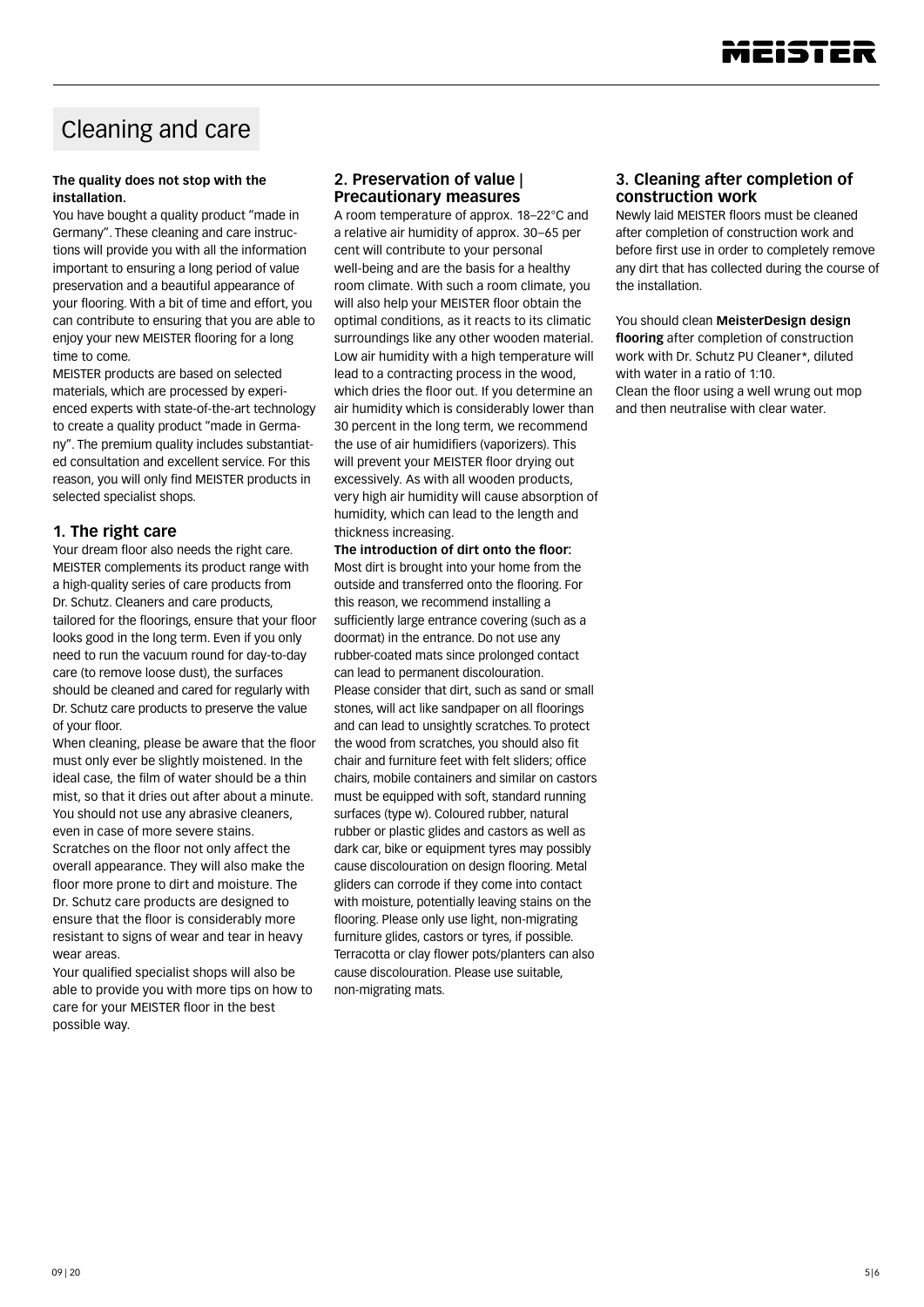# Cleaning and care

**The quality does not stop with the installation.**

You have bought a quality product "made in Germany". These cleaning and care instructions will provide you with all the information important to ensuring a long period of value preservation and a beautiful appearance of your flooring. With a bit of time and effort, you can contribute to ensuring that you are able to enjoy your new MEISTER flooring for a long time to come.

MEISTER products are based on selected materials, which are processed by experienced experts with state-of-the-art technology to create a quality product "made in Germany". The premium quality includes substantiated consultation and excellent service. For this reason, you will only find MEISTER products in selected specialist shops.

## 1. The right care

Your dream floor also needs the right care. MEISTER complements its product range with a high-quality series of care products from Dr. Schutz. Cleaners and care products, tailored for the floorings, ensure that your floor looks good in the long term. Even if you only need to run the vacuum round for day-to-day care (to remove loose dust), the surfaces should be cleaned and cared for regularly with Dr. Schutz care products to preserve the value of your floor.

When cleaning, please be aware that the floor must only ever be slightly moistened. In the ideal case, the film of water should be a thin mist, so that it dries out after about a minute. You should not use any abrasive cleaners, even in case of more severe stains.

Scratches on the floor not only affect the overall appearance. They will also make the floor more prone to dirt and moisture. The Dr. Schutz care products are designed to ensure that the floor is considerably more resistant to signs of wear and tear in heavy wear areas.

Your qualified specialist shops will also be able to provide you with more tips on how to care for your MEISTER floor in the best possible way.

## 2. Preservation of value | Precautionary measures

A room temperature of approx. 18–22°C and a relative air humidity of approx. 30–65 per cent will contribute to your personal well-being and are the basis for a healthy room climate. With such a room climate, you will also help your MEISTER floor obtain the optimal conditions, as it reacts to its climatic surroundings like any other wooden material. Low air humidity with a high temperature will lead to a contracting process in the wood, which dries the floor out. If you determine an air humidity which is considerably lower than 30 percent in the long term, we recommend the use of air humidifiers (vaporizers). This will prevent your MEISTER floor drying out excessively. As with all wooden products, very high air humidity will cause absorption of humidity, which can lead to the length and thickness increasing.

**The introduction of dirt onto the floor:**
Most dirt is brought into your home from the outside and transferred onto the flooring. For this reason, we recommend installing a sufficiently large entrance covering (such as a doormat) in the entrance. Do not use any rubber-coated mats since prolonged contact can lead to permanent discolouration.

Please consider that dirt, such as sand or small stones, will act like sandpaper on all floorings and can lead to unsightly scratches. To protect the wood from scratches, you should also fit chair and furniture feet with felt sliders; office chairs, mobile containers and similar on castors must be equipped with soft, standard running surfaces (type w). Coloured rubber, natural rubber or plastic glides and castors as well as dark car, bike or equipment tyres may possibly cause discolouration on design flooring. Metal gliders can corrode if they come into contact with moisture, potentially leaving stains on the flooring. Please only use light, non-migrating furniture glides, castors or tyres, if possible. Terracotta or clay flower pots/planters can also cause discolouration. Please use suitable, non-migrating mats.

## 3. Cleaning after completion of construction work

Newly laid MEISTER floors must be cleaned after completion of construction work and before first use in order to completely remove any dirt that has collected during the course of the installation.

You should clean **MeisterDesign design flooring** after completion of construction work with Dr. Schutz PU Cleaner*, diluted with water in a ratio of 1:10.
Clean the floor using a well wrung out mop and then neutralise with clear water.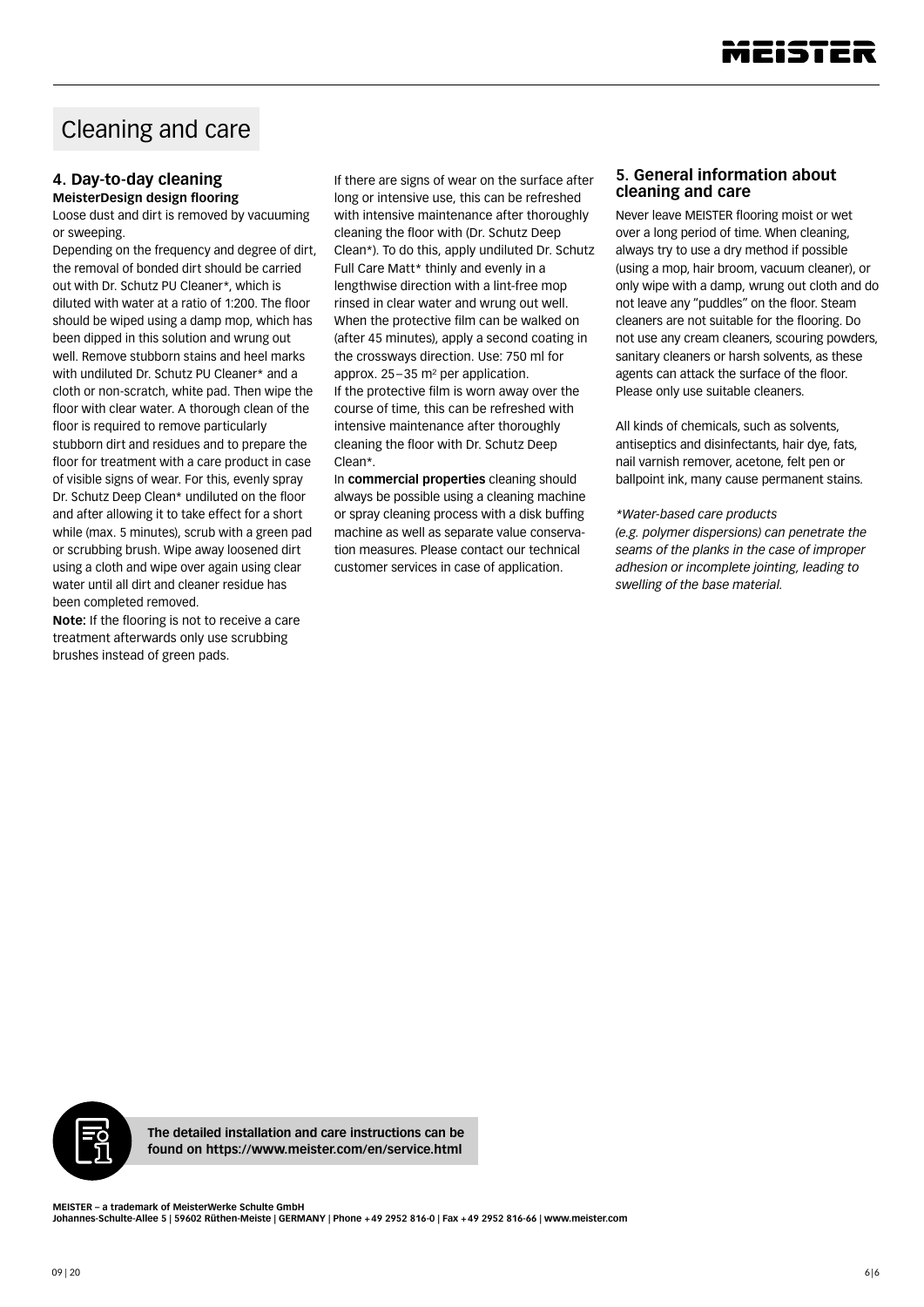# Cleaning and care

## 4. Day-to-day cleaning

**MeisterDesign design flooring**

Loose dust and dirt is removed by vacuuming or sweeping.

Depending on the frequency and degree of dirt, the removal of bonded dirt should be carried out with Dr. Schutz PU Cleaner*, which is diluted with water at a ratio of 1:200. The floor should be wiped using a damp mop, which has been dipped in this solution and wrung out well. Remove stubborn stains and heel marks with undiluted Dr. Schutz PU Cleaner* and a cloth or non-scratch, white pad. Then wipe the floor with clear water. A thorough clean of the floor is required to remove particularly stubborn dirt and residues and to prepare the floor for treatment with a care product in case of visible signs of wear. For this, evenly spray Dr. Schutz Deep Clean* undiluted on the floor and after allowing it to take effect for a short while (max. 5 minutes), scrub with a green pad or scrubbing brush. Wipe away loosened dirt using a cloth and wipe over again using clear water until all dirt and cleaner residue has been completed removed.

**Note:** If the flooring is not to receive a care treatment afterwards only use scrubbing brushes instead of green pads.

If there are signs of wear on the surface after long or intensive use, this can be refreshed with intensive maintenance after thoroughly cleaning the floor with (Dr. Schutz Deep Clean*). To do this, apply undiluted Dr. Schutz Full Care Matt* thinly and evenly in a lengthwise direction with a lint-free mop rinsed in clear water and wrung out well. When the protective film can be walked on (after 45 minutes), apply a second coating in the crossways direction. Use: 750 ml for approx. 25 – 35 m² per application.

If the protective film is worn away over the course of time, this can be refreshed with intensive maintenance after thoroughly cleaning the floor with Dr. Schutz Deep Clean*.

In **commercial properties** cleaning should always be possible using a cleaning machine or spray cleaning process with a disk buffing machine as well as separate value conservation measures. Please contact our technical customer services in case of application.

## 5. General information about cleaning and care

Never leave MEISTER flooring moist or wet over a long period of time. When cleaning, always try to use a dry method if possible (using a mop, hair broom, vacuum cleaner), or only wipe with a damp, wrung out cloth and do not leave any "puddles" on the floor. Steam cleaners are not suitable for the flooring. Do not use any cream cleaners, scouring powders, sanitary cleaners or harsh solvents, as these agents can attack the surface of the floor. Please only use suitable cleaners.

All kinds of chemicals, such as solvents, antiseptics and disinfectants, hair dye, fats, nail varnish remover, acetone, felt pen or ballpoint ink, many cause permanent stains.

*\*Water-based care products (e.g. polymer dispersions) can penetrate the seams of the planks in the case of improper adhesion or incomplete jointing, leading to swelling of the base material.*

**The detailed installation and care instructions can be found on https://www.meister.com/en/service.html**

**MEISTER – a trademark of MeisterWerke Schulte GmbH**
**Johannes-Schulte-Allee 5 | 59602 Rüthen-Meiste | GERMANY | Phone +49 2952 816-0 | Fax +49 2952 816-66 | www.meister.com**

09 | 20